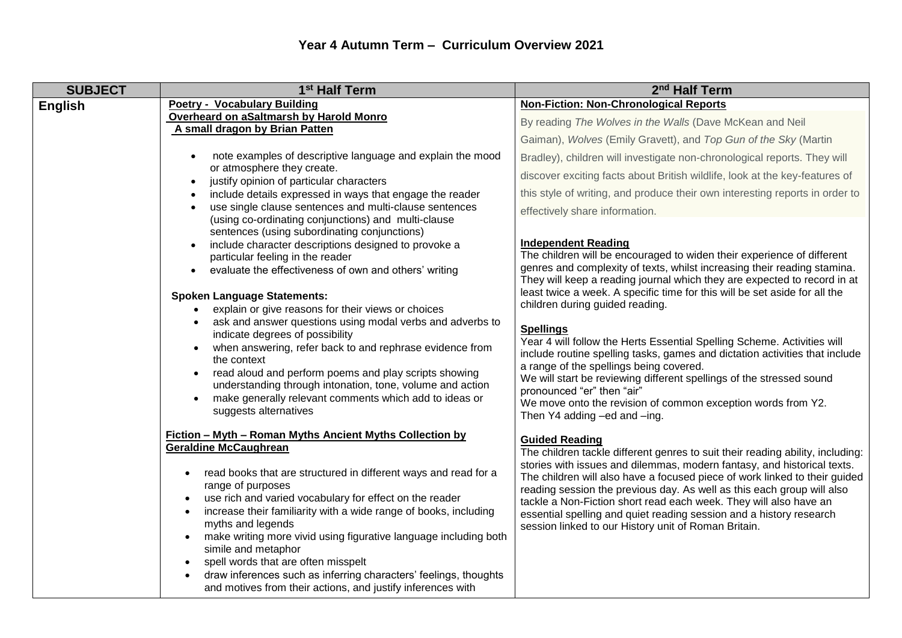# Year 4 Autumn Term – Curriculum Overview 2021

| SUBJECT | 1st Half Term | 2nd Half Term |
| --- | --- | --- |
| **English** | **Poetry - Vocabulary Building**<br>**Overheard on aSaltmarsh by Harold Monro**<br>**A small dragon by Brian Patten**<br><br>• note examples of descriptive language and explain the mood or atmosphere they create.<br>• justify opinion of particular characters<br>• include details expressed in ways that engage the reader<br>• use single clause sentences and multi-clause sentences (using co-ordinating conjunctions) and multi-clause sentences (using subordinating conjunctions)<br>• include character descriptions designed to provoke a particular feeling in the reader<br>• evaluate the effectiveness of own and others' writing<br><br>**Spoken Language Statements:**<br>• explain or give reasons for their views or choices<br>• ask and answer questions using modal verbs and adverbs to indicate degrees of possibility<br>• when answering, refer back to and rephrase evidence from the context<br>• read aloud and perform poems and play scripts showing understanding through intonation, tone, volume and action<br>• make generally relevant comments which add to ideas or suggests alternatives<br><br>**Fiction – Myth – Roman Myths Ancient Myths Collection by Geraldine McCaughrean**<br><br>• read books that are structured in different ways and read for a range of purposes<br>• use rich and varied vocabulary for effect on the reader<br>• increase their familiarity with a wide range of books, including myths and legends<br>• make writing more vivid using figurative language including both simile and metaphor<br>• spell words that are often misspelt<br>• draw inferences such as inferring characters' feelings, thoughts and motives from their actions, and justify inferences with | **Non-Fiction: Non-Chronological Reports**<br>By reading *The Wolves in the Walls* (Dave McKean and Neil Gaiman), *Wolves* (Emily Gravett), and *Top Gun of the Sky* (Martin Bradley), children will investigate non-chronological reports. They will discover exciting facts about British wildlife, look at the key-features of this style of writing, and produce their own interesting reports in order to effectively share information.<br><br>**Independent Reading**<br>The children will be encouraged to widen their experience of different genres and complexity of texts, whilst increasing their reading stamina. They will keep a reading journal which they are expected to record in at least twice a week. A specific time for this will be set aside for all the children during guided reading.<br><br>**Spellings**<br>Year 4 will follow the Herts Essential Spelling Scheme. Activities will include routine spelling tasks, games and dictation activities that include a range of the spellings being covered.<br>We will start be reviewing different spellings of the stressed sound pronounced "er" then "air"<br>We move onto the revision of common exception words from Y2.<br>Then Y4 adding –ed and –ing.<br><br>**Guided Reading**<br>The children tackle different genres to suit their reading ability, including: stories with issues and dilemmas, modern fantasy, and historical texts. The children will also have a focused piece of work linked to their guided reading session the previous day. As well as this each group will also tackle a Non-Fiction short read each week. They will also have an essential spelling and quiet reading session and a history research session linked to our History unit of Roman Britain. |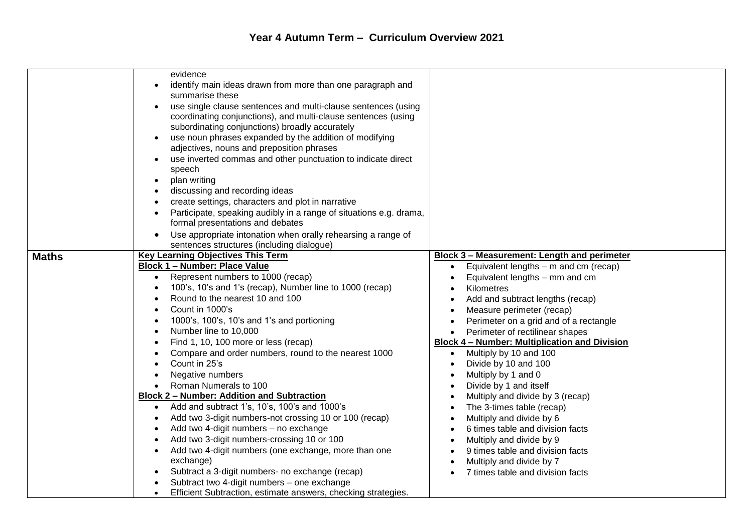# Year 4 Autumn Term – Curriculum Overview 2021

| | | |
|---|---|---|
| | evidence<br>• identify main ideas drawn from more than one paragraph and summarise these<br>• use single clause sentences and multi-clause sentences (using coordinating conjunctions), and multi-clause sentences (using subordinating conjunctions) broadly accurately<br>• use noun phrases expanded by the addition of modifying adjectives, nouns and preposition phrases<br>• use inverted commas and other punctuation to indicate direct speech<br>• plan writing<br>• discussing and recording ideas<br>• create settings, characters and plot in narrative<br>• Participate, speaking audibly in a range of situations e.g. drama, formal presentations and debates<br>• Use appropriate intonation when orally rehearsing a range of sentences structures (including dialogue) | |
| **Maths** | **Key Learning Objectives This Term**<br>**Block 1 – Number: Place Value**<br>• Represent numbers to 1000 (recap)<br>• 100's, 10's and 1's (recap), Number line to 1000 (recap)<br>• Round to the nearest 10 and 100<br>• Count in 1000's<br>• 1000's, 100's, 10's and 1's and portioning<br>• Number line to 10,000<br>• Find 1, 10, 100 more or less (recap)<br>• Compare and order numbers, round to the nearest 1000<br>• Count in 25's<br>• Negative numbers<br>• Roman Numerals to 100<br>**Block 2 – Number: Addition and Subtraction**<br>• Add and subtract 1's, 10's, 100's and 1000's<br>• Add two 3-digit numbers-not crossing 10 or 100 (recap)<br>• Add two 4-digit numbers – no exchange<br>• Add two 3-digit numbers-crossing 10 or 100<br>• Add two 4-digit numbers (one exchange, more than one exchange)<br>• Subtract a 3-digit numbers- no exchange (recap)<br>• Subtract two 4-digit numbers – one exchange<br>• Efficient Subtraction, estimate answers, checking strategies. | **Block 3 – Measurement: Length and perimeter**<br>• Equivalent lengths – m and cm (recap)<br>• Equivalent lengths – mm and cm<br>• Kilometres<br>• Add and subtract lengths (recap)<br>• Measure perimeter (recap)<br>• Perimeter on a grid and of a rectangle<br>• Perimeter of rectilinear shapes<br>**Block 4 – Number: Multiplication and Division**<br>• Multiply by 10 and 100<br>• Divide by 10 and 100<br>• Multiply by 1 and 0<br>• Divide by 1 and itself<br>• Multiply and divide by 3 (recap)<br>• The 3-times table (recap)<br>• Multiply and divide by 6<br>• 6 times table and division facts<br>• Multiply and divide by 9<br>• 9 times table and division facts<br>• Multiply and divide by 7<br>• 7 times table and division facts |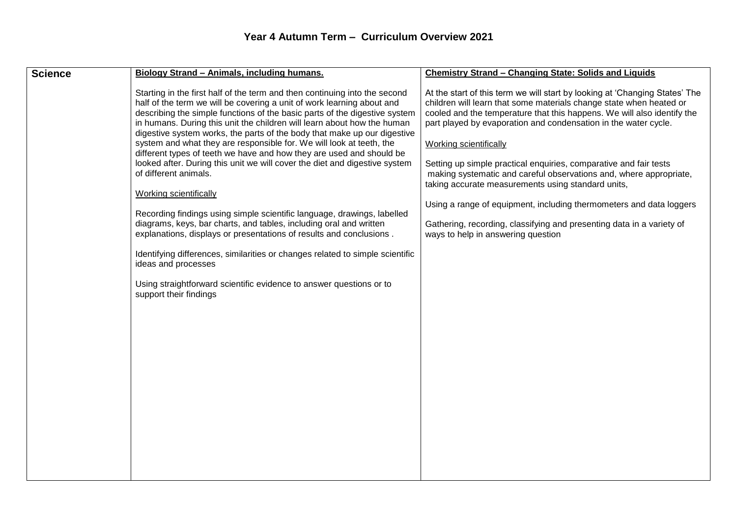# Year 4 Autumn Term – Curriculum Overview 2021

| Science | Biology Strand – Animals, including humans. | Chemistry Strand – Changing State: Solids and Liquids |
|---|---|---|
| | Starting in the first half of the term and then continuing into the second half of the term we will be covering a unit of work learning about and describing the simple functions of the basic parts of the digestive system in humans. During this unit the children will learn about how the human digestive system works, the parts of the body that make up our digestive system and what they are responsible for. We will look at teeth, the different types of teeth we have and how they are used and should be looked after. During this unit we will cover the diet and digestive system of different animals.<br><br>Working scientifically<br><br>Recording findings using simple scientific language, drawings, labelled diagrams, keys, bar charts, and tables, including oral and written explanations, displays or presentations of results and conclusions .<br><br>Identifying differences, similarities or changes related to simple scientific ideas and processes<br><br>Using straightforward scientific evidence to answer questions or to support their findings | At the start of this term we will start by looking at 'Changing States' The children will learn that some materials change state when heated or cooled and the temperature that this happens. We will also identify the part played by evaporation and condensation in the water cycle.<br><br>Working scientifically<br><br>Setting up simple practical enquiries, comparative and fair tests making systematic and careful observations and, where appropriate, taking accurate measurements using standard units,<br><br>Using a range of equipment, including thermometers and data loggers<br><br>Gathering, recording, classifying and presenting data in a variety of ways to help in answering question |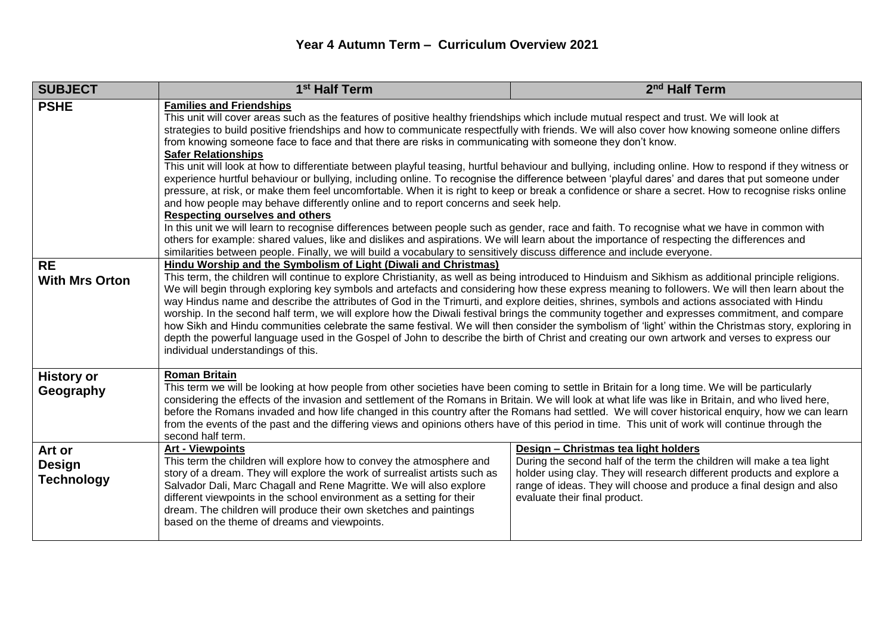# Year 4 Autumn Term – Curriculum Overview 2021

| SUBJECT | 1st Half Term | 2nd Half Term |
|---|---|---|
| **PSHE** | **Families and Friendships**<br>This unit will cover areas such as the features of positive healthy friendships which include mutual respect and trust. We will look at strategies to build positive friendships and how to communicate respectfully with friends. We will also cover how knowing someone online differs from knowing someone face to face and that there are risks in communicating with someone they don't know.<br>**Safer Relationships**<br>This unit will look at how to differentiate between playful teasing, hurtful behaviour and bullying, including online. How to respond if they witness or experience hurtful behaviour or bullying, including online. To recognise the difference between 'playful dares' and dares that put someone under pressure, at risk, or make them feel uncomfortable. When it is right to keep or break a confidence or share a secret. How to recognise risks online and how people may behave differently online and to report concerns and seek help.<br>**Respecting ourselves and others**<br>In this unit we will learn to recognise differences between people such as gender, race and faith. To recognise what we have in common with others for example: shared values, like and dislikes and aspirations. We will learn about the importance of respecting the differences and similarities between people. Finally, we will build a vocabulary to sensitively discuss difference and include everyone. | |
| **RE**<br>**With Mrs Orton** | **Hindu Worship and the Symbolism of Light (Diwali and Christmas)**<br>This term, the children will continue to explore Christianity, as well as being introduced to Hinduism and Sikhism as additional principle religions. We will begin through exploring key symbols and artefacts and considering how these express meaning to followers. We will then learn about the way Hindus name and describe the attributes of God in the Trimurti, and explore deities, shrines, symbols and actions associated with Hindu worship. In the second half term, we will explore how the Diwali festival brings the community together and expresses commitment, and compare how Sikh and Hindu communities celebrate the same festival. We will then consider the symbolism of 'light' within the Christmas story, exploring in depth the powerful language used in the Gospel of John to describe the birth of Christ and creating our own artwork and verses to express our individual understandings of this. | |
| **History or Geography** | **Roman Britain**<br>This term we will be looking at how people from other societies have been coming to settle in Britain for a long time. We will be particularly considering the effects of the invasion and settlement of the Romans in Britain. We will look at what life was like in Britain, and who lived here, before the Romans invaded and how life changed in this country after the Romans had settled. We will cover historical enquiry, how we can learn from the events of the past and the differing views and opinions others have of this period in time. This unit of work will continue through the second half term. | |
| **Art or Design Technology** | **Art - Viewpoints**<br>This term the children will explore how to convey the atmosphere and story of a dream. They will explore the work of surrealist artists such as Salvador Dali, Marc Chagall and Rene Magritte. We will also explore different viewpoints in the school environment as a setting for their dream. The children will produce their own sketches and paintings based on the theme of dreams and viewpoints. | **Design – Christmas tea light holders**<br>During the second half of the term the children will make a tea light holder using clay. They will research different products and explore a range of ideas. They will choose and produce a final design and also evaluate their final product. |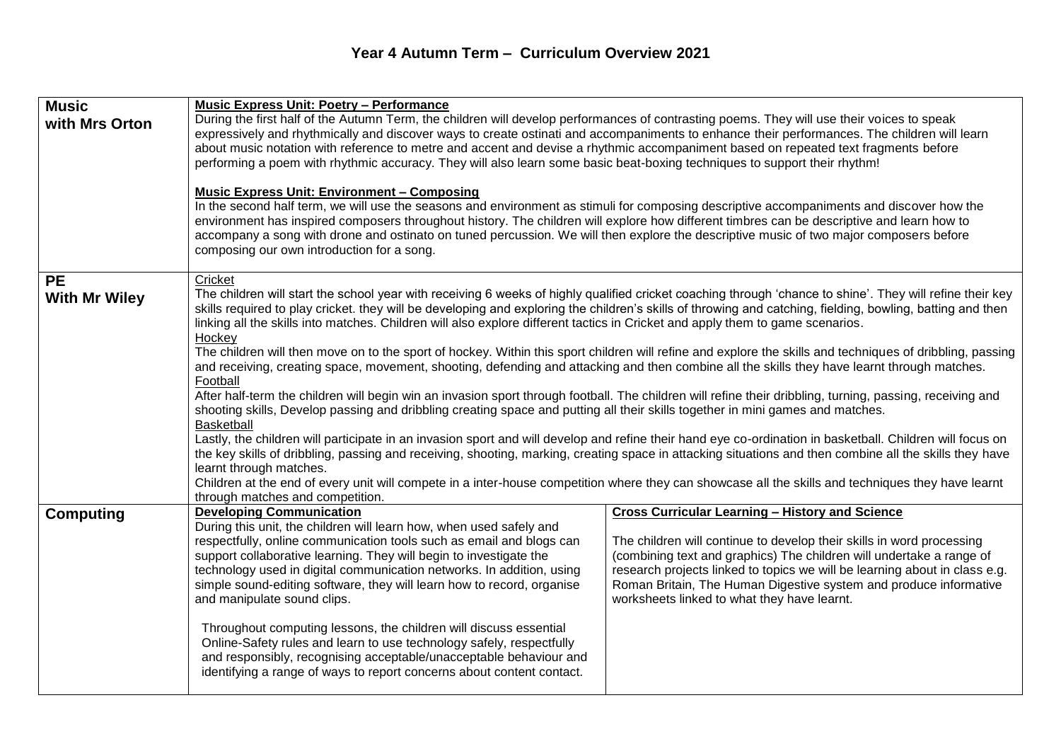# Year 4 Autumn Term – Curriculum Overview 2021

| | | |
|---|---|---|
| **Music with Mrs Orton** | **Music Express Unit: Poetry – Performance**<br>During the first half of the Autumn Term, the children will develop performances of contrasting poems. They will use their voices to speak expressively and rhythmically and discover ways to create ostinati and accompaniments to enhance their performances. The children will learn about music notation with reference to metre and accent and devise a rhythmic accompaniment based on repeated text fragments before performing a poem with rhythmic accuracy. They will also learn some basic beat-boxing techniques to support their rhythm!<br><br>**Music Express Unit: Environment – Composing**<br>In the second half term, we will use the seasons and environment as stimuli for composing descriptive accompaniments and discover how the environment has inspired composers throughout history. The children will explore how different timbres can be descriptive and learn how to accompany a song with drone and ostinato on tuned percussion. We will then explore the descriptive music of two major composers before composing our own introduction for a song. | |
| **PE With Mr Wiley** | Cricket<br>The children will start the school year with receiving 6 weeks of highly qualified cricket coaching through 'chance to shine'. They will refine their key skills required to play cricket. they will be developing and exploring the children's skills of throwing and catching, fielding, bowling, batting and then linking all the skills into matches. Children will also explore different tactics in Cricket and apply them to game scenarios.<br>Hockey<br>The children will then move on to the sport of hockey. Within this sport children will refine and explore the skills and techniques of dribbling, passing and receiving, creating space, movement, shooting, defending and attacking and then combine all the skills they have learnt through matches.<br>Football<br>After half-term the children will begin win an invasion sport through football. The children will refine their dribbling, turning, passing, receiving and shooting skills, Develop passing and dribbling creating space and putting all their skills together in mini games and matches.<br>Basketball<br>Lastly, the children will participate in an invasion sport and will develop and refine their hand eye co-ordination in basketball. Children will focus on the key skills of dribbling, passing and receiving, shooting, marking, creating space in attacking situations and then combine all the skills they have learnt through matches.<br>Children at the end of every unit will compete in a inter-house competition where they can showcase all the skills and techniques they have learnt through matches and competition. | |
| **Computing** | **Developing Communication**<br>During this unit, the children will learn how, when used safely and respectfully, online communication tools such as email and blogs can support collaborative learning. They will begin to investigate the technology used in digital communication networks. In addition, using simple sound-editing software, they will learn how to record, organise and manipulate sound clips.<br><br>Throughout computing lessons, the children will discuss essential Online-Safety rules and learn to use technology safely, respectfully and responsibly, recognising acceptable/unacceptable behaviour and identifying a range of ways to report concerns about content contact. | **Cross Curricular Learning – History and Science**<br><br>The children will continue to develop their skills in word processing (combining text and graphics) The children will undertake a range of research projects linked to topics we will be learning about in class e.g. Roman Britain, The Human Digestive system and produce informative worksheets linked to what they have learnt. |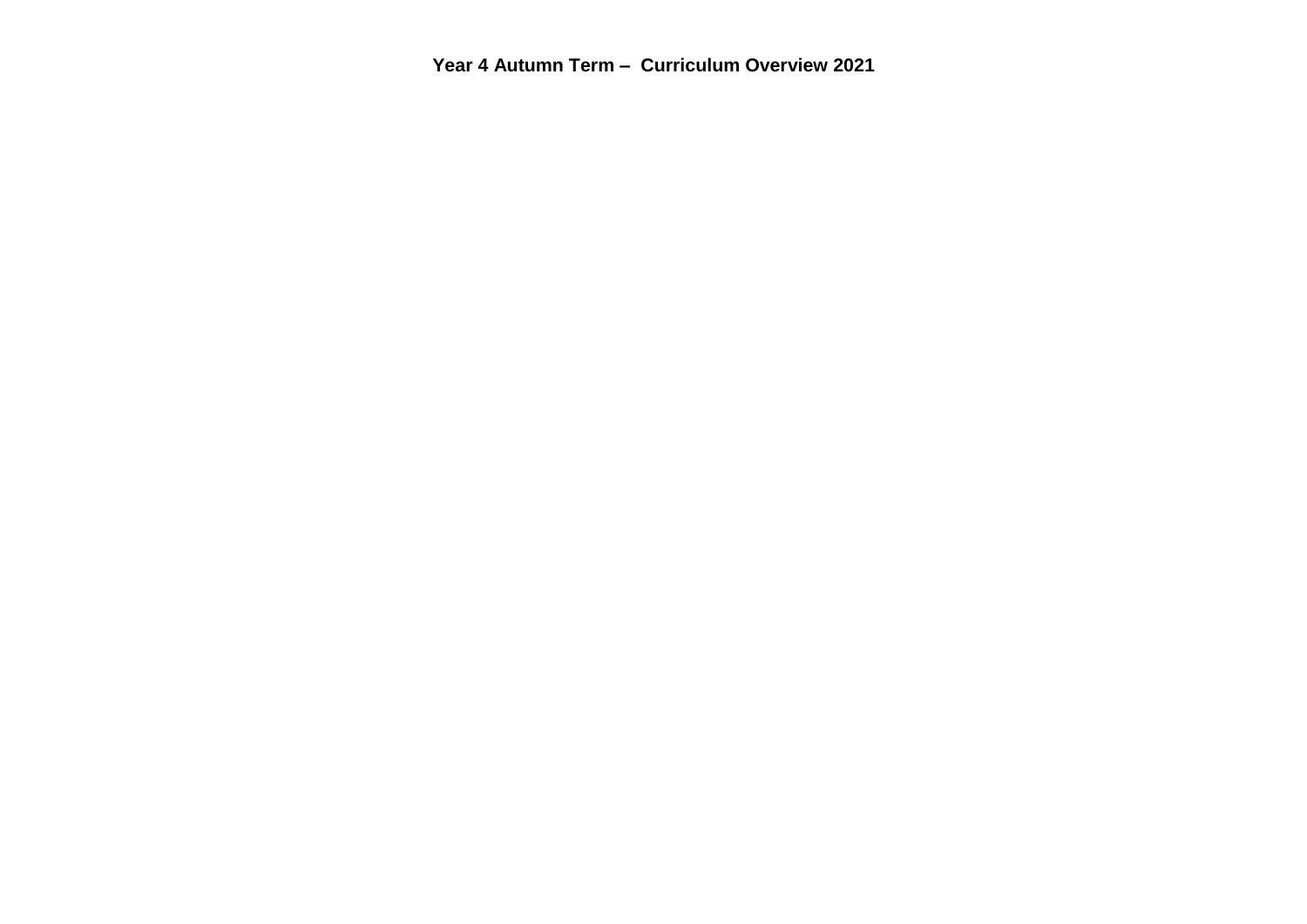**Year 4 Autumn Term – Curriculum Overview 2021**